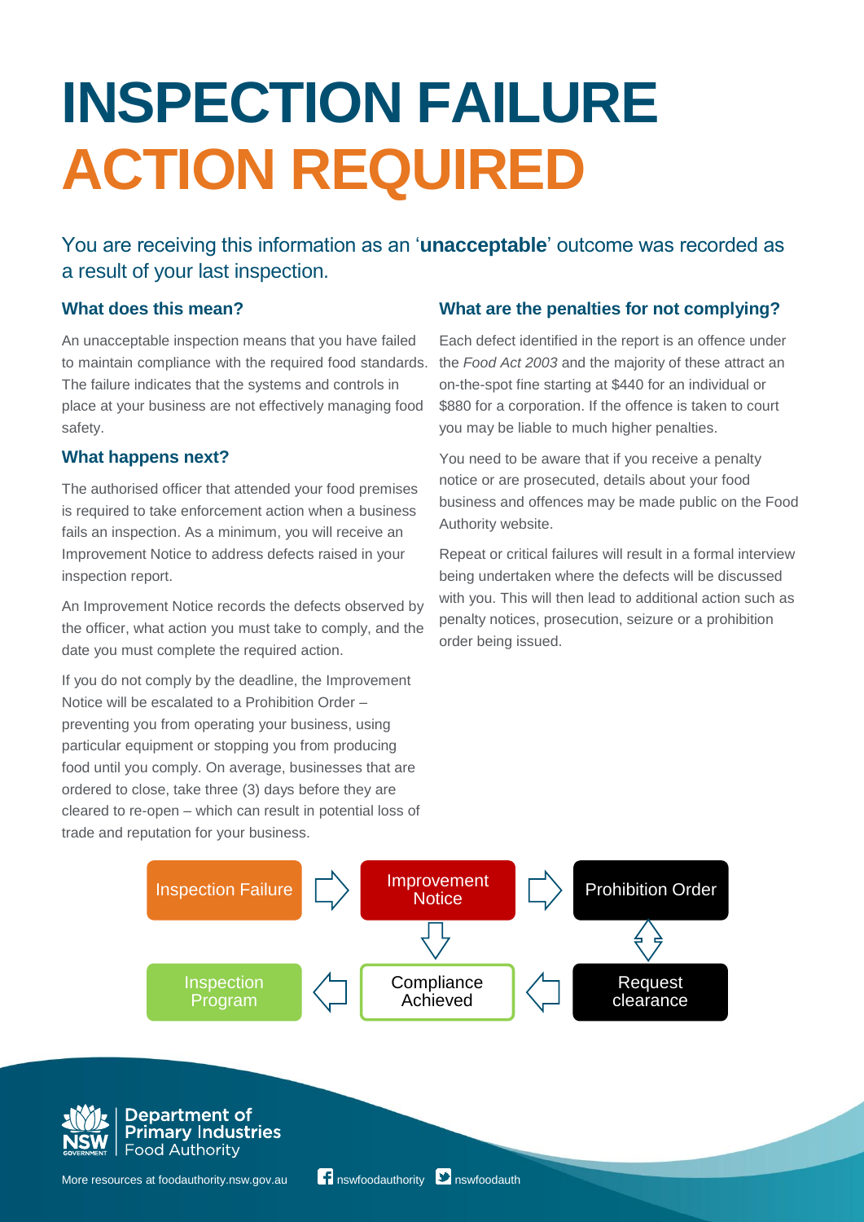# INSPECTION FAILURE ACTION REQUIRED

You are receiving this information as an '**unacceptable**' outcome was recorded as a result of your last inspection.

## What does this mean?

An unacceptable inspection means that you have failed to maintain compliance with the required food standards. The failure indicates that the systems and controls in place at your business are not effectively managing food safety.

## What happens next?

The authorised officer that attended your food premises is required to take enforcement action when a business fails an inspection. As a minimum, you will receive an Improvement Notice to address defects raised in your inspection report.

An Improvement Notice records the defects observed by the officer, what action you must take to comply, and the date you must complete the required action.

If you do not comply by the deadline, the Improvement Notice will be escalated to a Prohibition Order – preventing you from operating your business, using particular equipment or stopping you from producing food until you comply. On average, businesses that are ordered to close, take three (3) days before they are cleared to re-open – which can result in potential loss of trade and reputation for your business.

## What are the penalties for not complying?

Each defect identified in the report is an offence under the *Food Act 2003* and the majority of these attract an on-the-spot fine starting at $440 for an individual or $880 for a corporation. If the offence is taken to court you may be liable to much higher penalties.

You need to be aware that if you receive a penalty notice or are prosecuted, details about your food business and offences may be made public on the Food Authority website.

Repeat or critical failures will result in a formal interview being undertaken where the defects will be discussed with you. This will then lead to additional action such as penalty notices, prosecution, seizure or a prohibition order being issued.

Inspection Failure → Improvement Notice → Prohibition Order ↔ Request clearance → Compliance Achieved → Inspection Program

(Improvement Notice → Compliance Achieved)

Department of Primary Industries
Food Authority

More resources at foodauthority.nsw.gov.au   nswfoodauthority   nswfoodauth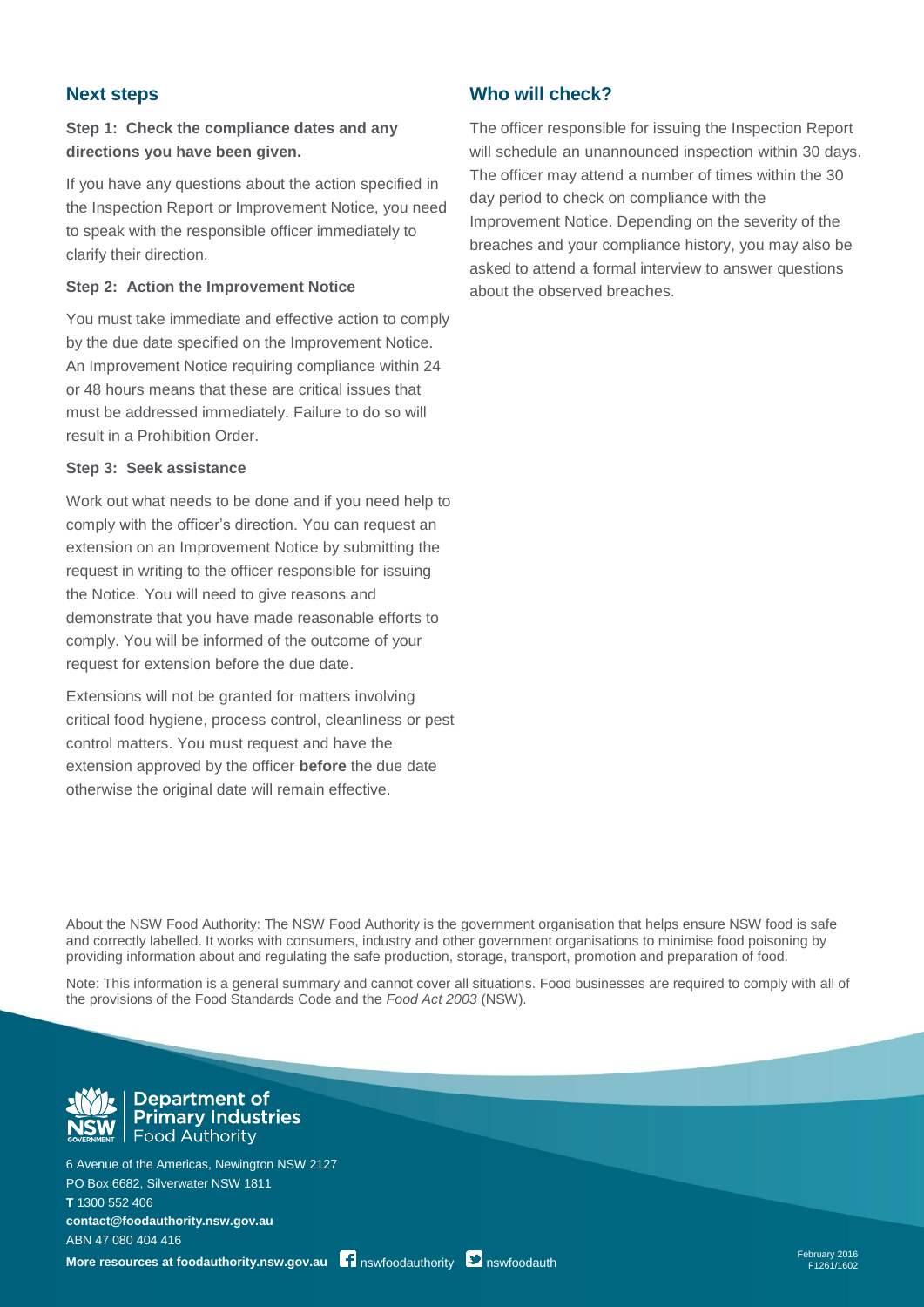## Next steps

### Step 1: Check the compliance dates and any directions you have been given.

If you have any questions about the action specified in the Inspection Report or Improvement Notice, you need to speak with the responsible officer immediately to clarify their direction.

#### Step 2: Action the Improvement Notice

You must take immediate and effective action to comply by the due date specified on the Improvement Notice. An Improvement Notice requiring compliance within 24 or 48 hours means that these are critical issues that must be addressed immediately. Failure to do so will result in a Prohibition Order.

#### Step 3: Seek assistance

Work out what needs to be done and if you need help to comply with the officer's direction. You can request an extension on an Improvement Notice by submitting the request in writing to the officer responsible for issuing the Notice. You will need to give reasons and demonstrate that you have made reasonable efforts to comply. You will be informed of the outcome of your request for extension before the due date.

Extensions will not be granted for matters involving critical food hygiene, process control, cleanliness or pest control matters. You must request and have the extension approved by the officer **before** the due date otherwise the original date will remain effective.

## Who will check?

The officer responsible for issuing the Inspection Report will schedule an unannounced inspection within 30 days. The officer may attend a number of times within the 30 day period to check on compliance with the Improvement Notice. Depending on the severity of the breaches and your compliance history, you may also be asked to attend a formal interview to answer questions about the observed breaches.

About the NSW Food Authority: The NSW Food Authority is the government organisation that helps ensure NSW food is safe and correctly labelled. It works with consumers, industry and other government organisations to minimise food poisoning by providing information about and regulating the safe production, storage, transport, promotion and preparation of food.

Note: This information is a general summary and cannot cover all situations. Food businesses are required to comply with all of the provisions of the Food Standards Code and the *Food Act 2003* (NSW).

NSW Government | Department of Primary Industries | Food Authority

6 Avenue of the Americas, Newington NSW 2127
PO Box 6682, Silverwater NSW 1811
**T** 1300 552 406
**contact@foodauthority.nsw.gov.au**
ABN 47 080 404 416

**More resources at foodauthority.nsw.gov.au** nswfoodauthority nswfoodauth

February 2016
F1261/1602